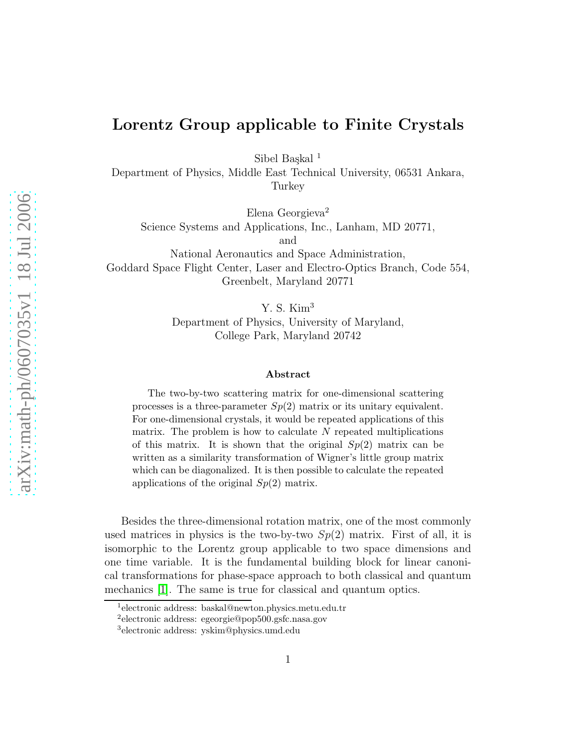# Lorentz Group applicable to Finite Crystals

Sibel Başkal [1]

Department of Physics, Middle East Technical University, 06531 Ankara, Turkey

Elena Georgieva[2]

Science Systems and Applications, Inc., Lanham, MD 20771,

and

National Aeronautics and Space Administration,

Goddard Space Flight Center, Laser and Electro-Optics Branch, Code 554, Greenbelt, Maryland 20771

Y. S. Kim[3]

Department of Physics, University of Maryland,

College Park, Maryland 20742

### Abstract

The two-by-two scattering matrix for one-dimensional scattering processes is a three-parameter $Sp(2)$ matrix or its unitary equivalent. For one-dimensional crystals, it would be repeated applications of this matrix. The problem is how to calculate $N$ repeated multiplications of this matrix. It is shown that the original $Sp(2)$ matrix can be written as a similarity transformation of Wigner's little group matrix which can be diagonalized. It is then possible to calculate the repeated applications of the original $Sp(2)$ matrix.

Besides the three-dimensional rotation matrix, one of the most commonly used matrices in physics is the two-by-two $Sp(2)$ matrix. First of all, it is isomorphic to the Lorentz group applicable to two space dimensions and one time variable. It is the fundamental building block for linear canonical transformations for phase-space approach to both classical and quantum mechanics [1]. The same is true for classical and quantum optics.

[1] electronic address: baskal@newton.physics.metu.edu.tr

[2] electronic address: egeorgie@pop500.gsfc.nasa.gov

[3] electronic address: yskim@physics.umd.edu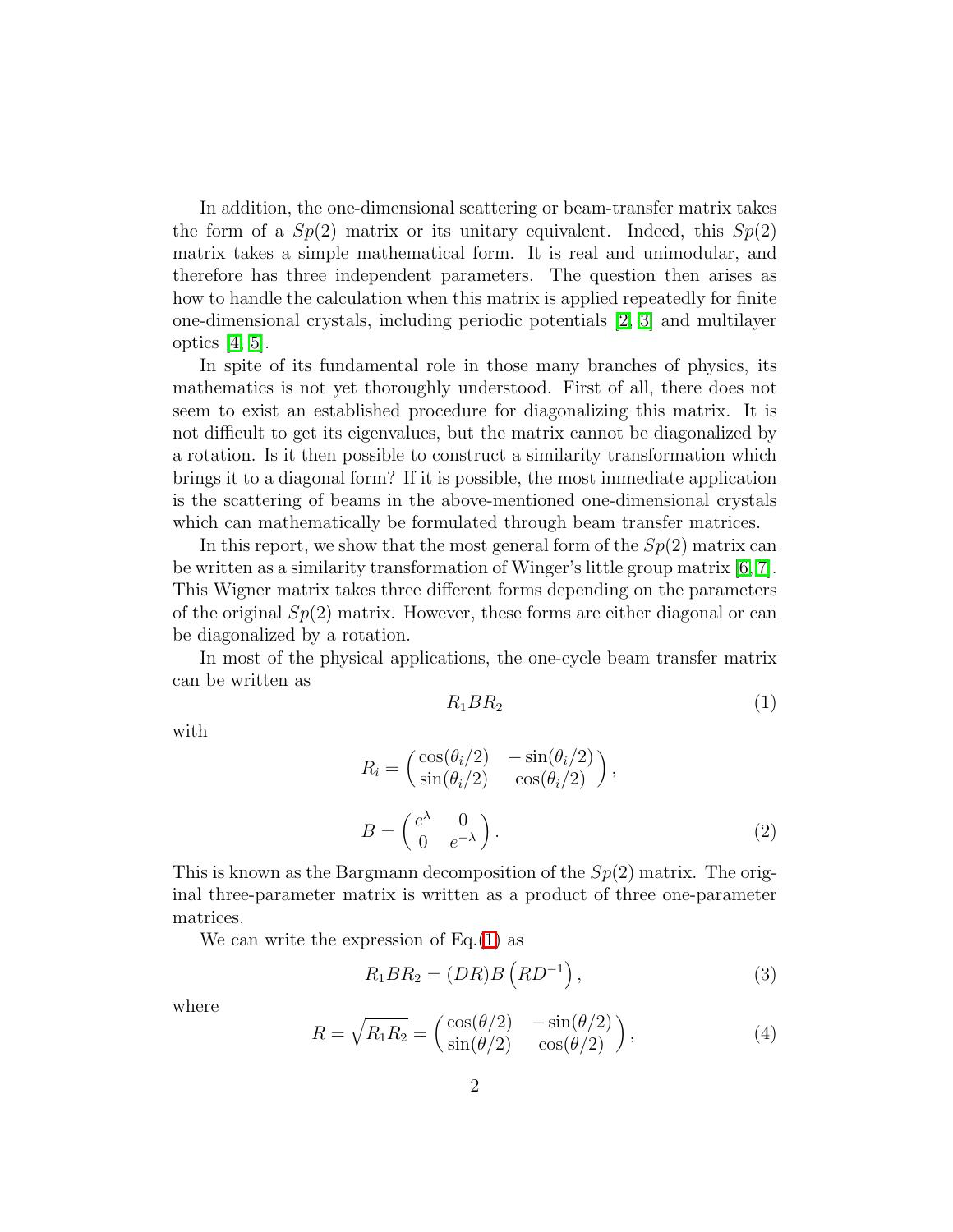In addition, the one-dimensional scattering or beam-transfer matrix takes the form of a $Sp(2)$ matrix or its unitary equivalent. Indeed, this $Sp(2)$ matrix takes a simple mathematical form. It is real and unimodular, and therefore has three independent parameters. The question then arises as how to handle the calculation when this matrix is applied repeatedly for finite one-dimensional crystals, including periodic potentials [2, 3] and multilayer optics [4, 5].

In spite of its fundamental role in those many branches of physics, its mathematics is not yet thoroughly understood. First of all, there does not seem to exist an established procedure for diagonalizing this matrix. It is not difficult to get its eigenvalues, but the matrix cannot be diagonalized by a rotation. Is it then possible to construct a similarity transformation which brings it to a diagonal form? If it is possible, the most immediate application is the scattering of beams in the above-mentioned one-dimensional crystals which can mathematically be formulated through beam transfer matrices.

In this report, we show that the most general form of the $Sp(2)$ matrix can be written as a similarity transformation of Winger's little group matrix [6, 7]. This Wigner matrix takes three different forms depending on the parameters of the original $Sp(2)$ matrix. However, these forms are either diagonal or can be diagonalized by a rotation.

In most of the physical applications, the one-cycle beam transfer matrix can be written as

$$R_1 B R_2 \tag{1}$$

with

$$R_i = \begin{pmatrix} \cos(\theta_i/2) & -\sin(\theta_i/2) \\ \sin(\theta_i/2) & \cos(\theta_i/2) \end{pmatrix},$$

$$B = \begin{pmatrix} e^{\lambda} & 0 \\ 0 & e^{-\lambda} \end{pmatrix}. \tag{2}$$

This is known as the Bargmann decomposition of the $Sp(2)$ matrix. The original three-parameter matrix is written as a product of three one-parameter matrices.

We can write the expression of Eq.(1) as

$$R_1 B R_2 = (DR) B \left(R D^{-1}\right), \tag{3}$$

where

$$R = \sqrt{R_1 R_2} = \begin{pmatrix} \cos(\theta/2) & -\sin(\theta/2) \\ \sin(\theta/2) & \cos(\theta/2) \end{pmatrix}, \tag{4}$$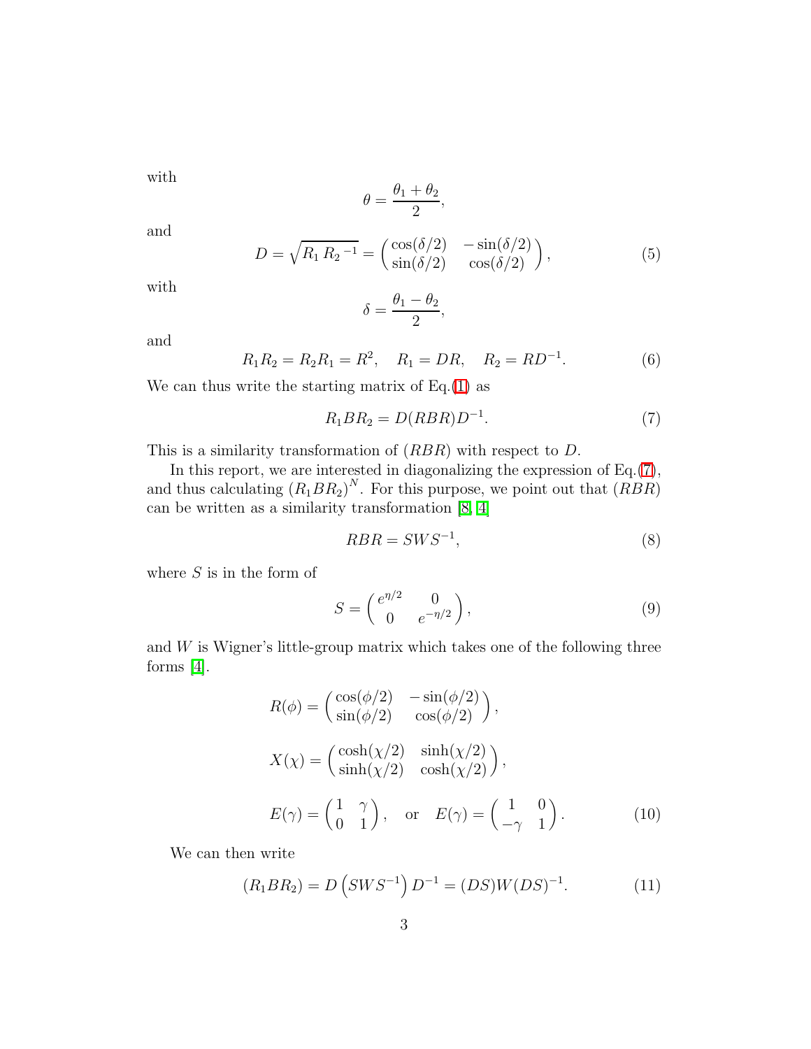with

$$
\theta = \frac{\theta_1 + \theta_2}{2},
$$

and

$$
D = \sqrt{R_1 \, {R_2}^{-1}} = \begin{pmatrix} \cos(\delta/2) & -\sin(\delta/2) \\ \sin(\delta/2) & \cos(\delta/2) \end{pmatrix}, \tag{5}
$$

with

$$
\delta = \frac{\theta_1 - \theta_2}{2},
$$

and

$$
R_1 R_2 = R_2 R_1 = R^2, \quad R_1 = DR, \quad R_2 = RD^{-1}. \tag{6}
$$

We can thus write the starting matrix of Eq.(1) as

$$
R_1 B R_2 = D(RBR)D^{-1}. \tag{7}
$$

This is a similarity transformation of $(RBR)$ with respect to $D$.

In this report, we are interested in diagonalizing the expression of Eq.(7), and thus calculating $(R_1 B R_2)^N$. For this purpose, we point out that $(RBR)$ can be written as a similarity transformation [8, 4]

$$
RBR = SWS^{-1}, \tag{8}
$$

where $S$ is in the form of

$$
S = \begin{pmatrix} e^{\eta/2} & 0 \\ 0 & e^{-\eta/2} \end{pmatrix}, \tag{9}
$$

and $W$ is Wigner's little-group matrix which takes one of the following three forms [4].

$$
R(\phi) = \begin{pmatrix} \cos(\phi/2) & -\sin(\phi/2) \\ \sin(\phi/2) & \cos(\phi/2) \end{pmatrix},
$$

$$
X(\chi) = \begin{pmatrix} \cosh(\chi/2) & \sinh(\chi/2) \\ \sinh(\chi/2) & \cosh(\chi/2) \end{pmatrix},
$$

$$
E(\gamma) = \begin{pmatrix} 1 & \gamma \\ 0 & 1 \end{pmatrix}, \quad \text{or} \quad E(\gamma) = \begin{pmatrix} 1 & 0 \\ -\gamma & 1 \end{pmatrix}. \tag{10}
$$

We can then write

$$
(R_1 B R_2) = D \left( SWS^{-1} \right) D^{-1} = (DS)W(DS)^{-1}. \tag{11}
$$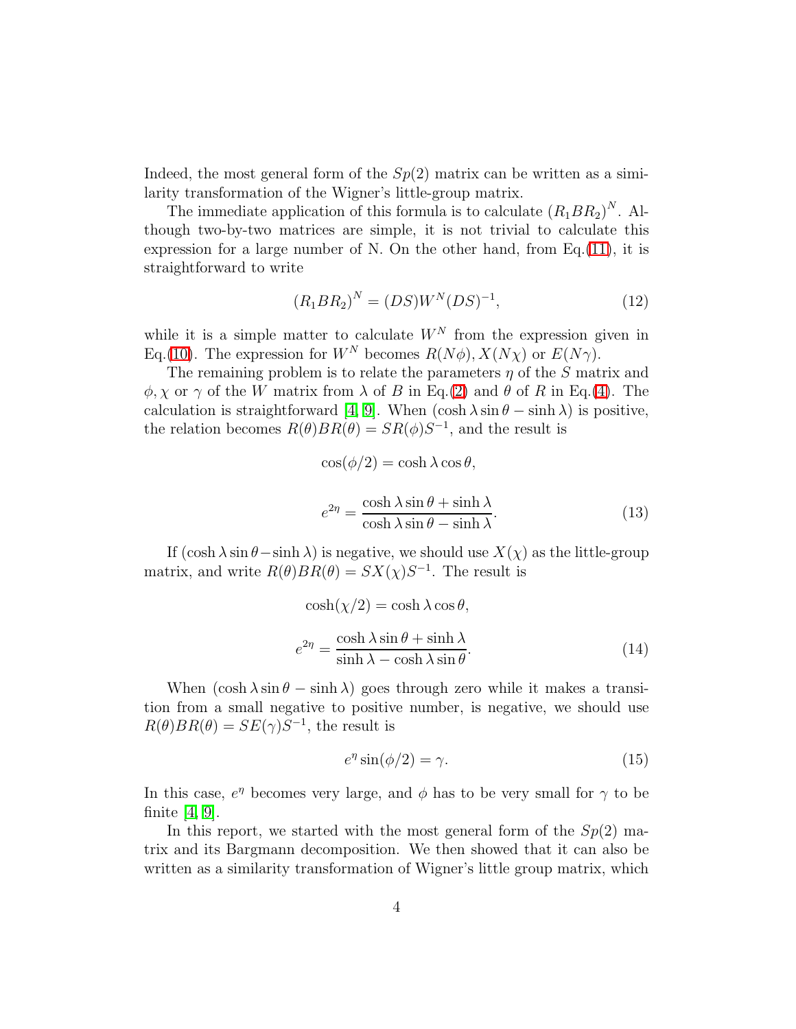Indeed, the most general form of the $Sp(2)$ matrix can be written as a similarity transformation of the Wigner's little-group matrix.

The immediate application of this formula is to calculate $(R_1 B R_2)^N$. Although two-by-two matrices are simple, it is not trivial to calculate this expression for a large number of N. On the other hand, from Eq.(11), it is straightforward to write

$$(R_1 B R_2)^N = (DS) W^N (DS)^{-1}, \tag{12}$$

while it is a simple matter to calculate $W^N$ from the expression given in Eq.(10). The expression for $W^N$ becomes $R(N\phi), X(N\chi)$ or $E(N\gamma)$.

The remaining problem is to relate the parameters $\eta$ of the $S$ matrix and $\phi, \chi$ or $\gamma$ of the $W$ matrix from $\lambda$ of $B$ in Eq.(2) and $\theta$ of $R$ in Eq.(4). The calculation is straightforward [4, 9]. When $(\cosh\lambda \sin\theta - \sinh\lambda)$ is positive, the relation becomes $R(\theta) B R(\theta) = S R(\phi) S^{-1}$, and the result is

$$\cos(\phi/2) = \cosh\lambda \cos\theta,$$

$$e^{2\eta} = \frac{\cosh\lambda \sin\theta + \sinh\lambda}{\cosh\lambda \sin\theta - \sinh\lambda}. \tag{13}$$

If $(\cosh\lambda \sin\theta - \sinh\lambda)$ is negative, we should use $X(\chi)$ as the little-group matrix, and write $R(\theta) B R(\theta) = S X(\chi) S^{-1}$. The result is

$$\cosh(\chi/2) = \cosh\lambda \cos\theta,$$

$$e^{2\eta} = \frac{\cosh\lambda \sin\theta + \sinh\lambda}{\sinh\lambda - \cosh\lambda \sin\theta}. \tag{14}$$

When $(\cosh\lambda \sin\theta - \sinh\lambda)$ goes through zero while it makes a transition from a small negative to positive number, is negative, we should use $R(\theta) B R(\theta) = S E(\gamma) S^{-1}$, the result is

$$e^{\eta} \sin(\phi/2) = \gamma. \tag{15}$$

In this case, $e^{\eta}$ becomes very large, and $\phi$ has to be very small for $\gamma$ to be finite [4, 9].

In this report, we started with the most general form of the $Sp(2)$ matrix and its Bargmann decomposition. We then showed that it can also be written as a similarity transformation of Wigner's little group matrix, which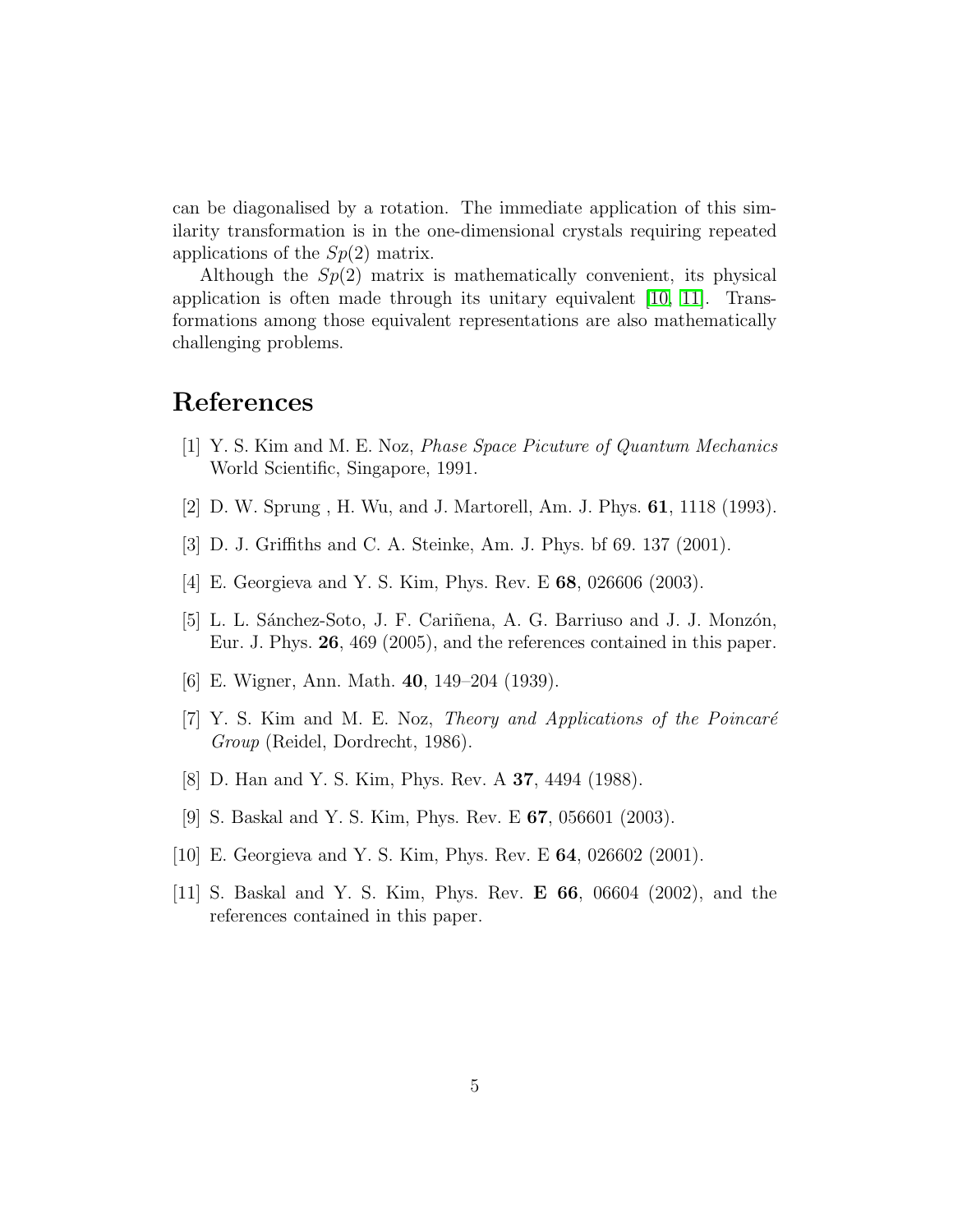can be diagonalised by a rotation. The immediate application of this similarity transformation is in the one-dimensional crystals requiring repeated applications of the $Sp(2)$ matrix.

Although the $Sp(2)$ matrix is mathematically convenient, its physical application is often made through its unitary equivalent [10, 11]. Transformations among those equivalent representations are also mathematically challenging problems.

# References

[1] Y. S. Kim and M. E. Noz, *Phase Space Picuture of Quantum Mechanics* World Scientific, Singapore, 1991.

[2] D. W. Sprung , H. Wu, and J. Martorell, Am. J. Phys. **61**, 1118 (1993).

[3] D. J. Griffiths and C. A. Steinke, Am. J. Phys. bf 69. 137 (2001).

[4] E. Georgieva and Y. S. Kim, Phys. Rev. E **68**, 026606 (2003).

[5] L. L. Sánchez-Soto, J. F. Cariñena, A. G. Barriuso and J. J. Monzón, Eur. J. Phys. **26**, 469 (2005), and the references contained in this paper.

[6] E. Wigner, Ann. Math. **40**, 149–204 (1939).

[7] Y. S. Kim and M. E. Noz, *Theory and Applications of the Poincaré Group* (Reidel, Dordrecht, 1986).

[8] D. Han and Y. S. Kim, Phys. Rev. A **37**, 4494 (1988).

[9] S. Baskal and Y. S. Kim, Phys. Rev. E **67**, 056601 (2003).

[10] E. Georgieva and Y. S. Kim, Phys. Rev. E **64**, 026602 (2001).

[11] S. Baskal and Y. S. Kim, Phys. Rev. **E 66**, 06604 (2002), and the references contained in this paper.